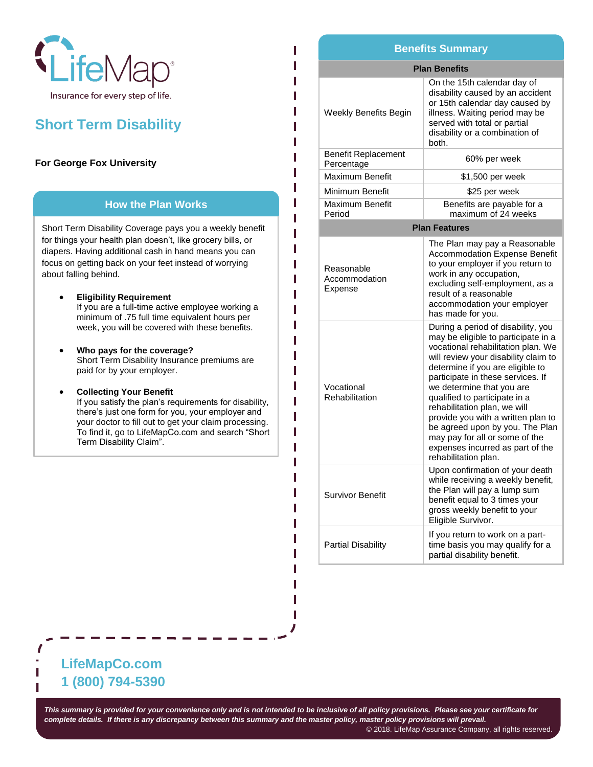LifeMap®

Insurance for every step of life.

# Short Term Disability

**For George Fox University**

## How the Plan Works

Short Term Disability Coverage pays you a weekly benefit for things your health plan doesn't, like grocery bills, or diapers. Having additional cash in hand means you can focus on getting back on your feet instead of worrying about falling behind.

- **Eligibility Requirement**
  If you are a full-time active employee working a minimum of .75 full time equivalent hours per week, you will be covered with these benefits.

- **Who pays for the coverage?**
  Short Term Disability Insurance premiums are paid for by your employer.

- **Collecting Your Benefit**
  If you satisfy the plan's requirements for disability, there's just one form for you, your employer and your doctor to fill out to get your claim processing. To find it, go to LifeMapCo.com and search "Short Term Disability Claim".

## Benefits Summary

| Plan Benefits | |
|---|---|
| Weekly Benefits Begin | On the 15th calendar day of disability caused by an accident or 15th calendar day caused by illness. Waiting period may be served with total or partial disability or a combination of both. |
| Benefit Replacement Percentage | 60% per week |
| Maximum Benefit | $1,500 per week |
| Minimum Benefit | $25 per week |
| Maximum Benefit Period | Benefits are payable for a maximum of 24 weeks |
| **Plan Features** | |
| Reasonable Accommodation Expense | The Plan may pay a Reasonable Accommodation Expense Benefit to your employer if you return to work in any occupation, excluding self-employment, as a result of a reasonable accommodation your employer has made for you. |
| Vocational Rehabilitation | During a period of disability, you may be eligible to participate in a vocational rehabilitation plan. We will review your disability claim to determine if you are eligible to participate in these services. If we determine that you are qualified to participate in a rehabilitation plan, we will provide you with a written plan to be agreed upon by you. The Plan may pay for all or some of the expenses incurred as part of the rehabilitation plan. |
| Survivor Benefit | Upon confirmation of your death while receiving a weekly benefit, the Plan will pay a lump sum benefit equal to 3 times your gross weekly benefit to your Eligible Survivor. |
| Partial Disability | If you return to work on a part-time basis you may qualify for a partial disability benefit. |

**LifeMapCo.com**
**1 (800) 794-5390**

***This summary is provided for your convenience only and is not intended to be inclusive of all policy provisions. Please see your certificate for complete details. If there is any discrepancy between this summary and the master policy, master policy provisions will prevail.***

© 2018. LifeMap Assurance Company, all rights reserved.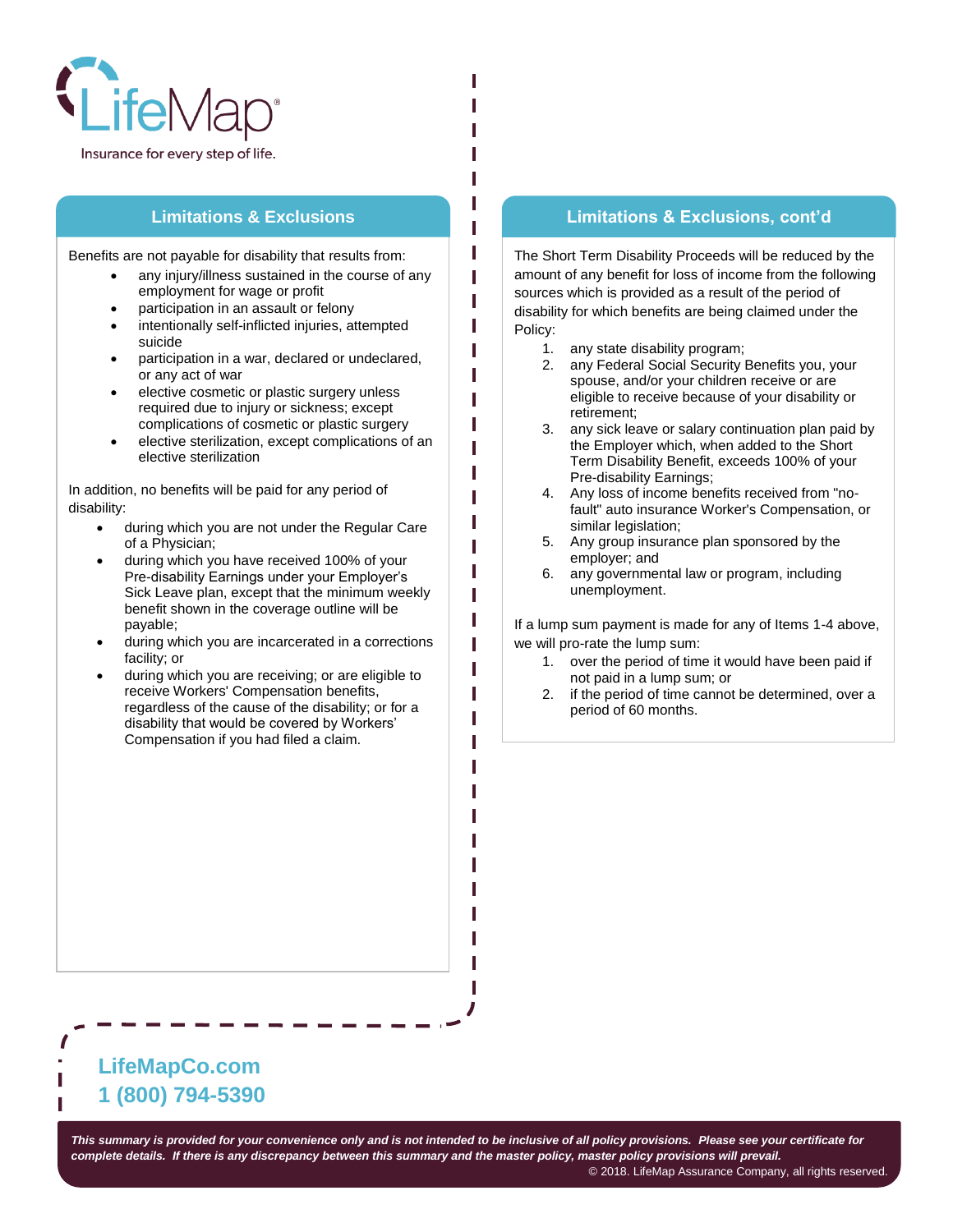LifeMap®

Insurance for every step of life.

## Limitations & Exclusions

Benefits are not payable for disability that results from:

- any injury/illness sustained in the course of any employment for wage or profit
- participation in an assault or felony
- intentionally self-inflicted injuries, attempted suicide
- participation in a war, declared or undeclared, or any act of war
- elective cosmetic or plastic surgery unless required due to injury or sickness; except complications of cosmetic or plastic surgery
- elective sterilization, except complications of an elective sterilization

In addition, no benefits will be paid for any period of disability:

- during which you are not under the Regular Care of a Physician;
- during which you have received 100% of your Pre-disability Earnings under your Employer's Sick Leave plan, except that the minimum weekly benefit shown in the coverage outline will be payable;
- during which you are incarcerated in a corrections facility; or
- during which you are receiving; or are eligible to receive Workers' Compensation benefits, regardless of the cause of the disability; or for a disability that would be covered by Workers' Compensation if you had filed a claim.

## Limitations & Exclusions, cont'd

The Short Term Disability Proceeds will be reduced by the amount of any benefit for loss of income from the following sources which is provided as a result of the period of disability for which benefits are being claimed under the Policy:

1. any state disability program;
2. any Federal Social Security Benefits you, your spouse, and/or your children receive or are eligible to receive because of your disability or retirement;
3. any sick leave or salary continuation plan paid by the Employer which, when added to the Short Term Disability Benefit, exceeds 100% of your Pre-disability Earnings;
4. Any loss of income benefits received from "no-fault" auto insurance Worker's Compensation, or similar legislation;
5. Any group insurance plan sponsored by the employer; and
6. any governmental law or program, including unemployment.

If a lump sum payment is made for any of Items 1-4 above, we will pro-rate the lump sum:

1. over the period of time it would have been paid if not paid in a lump sum; or
2. if the period of time cannot be determined, over a period of 60 months.

**LifeMapCo.com**
**1 (800) 794-5390**

***This summary is provided for your convenience only and is not intended to be inclusive of all policy provisions. Please see your certificate for complete details. If there is any discrepancy between this summary and the master policy, master policy provisions will prevail.***

© 2018. LifeMap Assurance Company, all rights reserved.